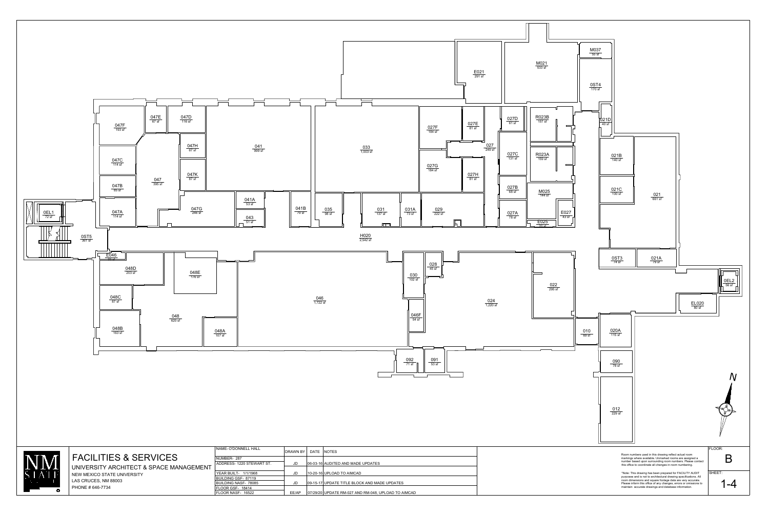# FACILITIES & SERVICES

UNIVERSITY ARCHITECT & SPACE MANAGEMENT

NEW MEXICO STATE UNIVERSITY

LAS CRUCES, NM 88003

PHONE # 646-7734

| NAME- O'DONNELL HALL | DRAWN BY | DATE | NOTES |
|---|---|---|---|
| NUMBER- 287 | | | |
| ADDRESS- 1220 STEWART ST. | JD | 06-03-16 | AUDITED AND MADE UPDATES |
| YEAR BUILT- 1/1/1968 | JD | 10-20-16 | UPLOAD TO AIMCAD |
| BUILDING GSF- 87119 | | | |
| BUILDING NASF- 78085 | JD | 09-15-17 | UPDATE TITLE BLOCK AND MADE UPDATES |
| FLOOR GSF- 18414 | | | |
| FLOOR NASF- 16522 | EE/AP | 07/29/20 | UPDATE RM-027 AND RM-048, UPLOAD TO AIMCAD |

Room numbers used in this drawing reflect actual room markings where available. Unmarked rooms are assigned a number based upon surrounding room numbers. Please contact this office to coordinate all changes in room numbering.

*Note: This drawing has been prepared for FACILITY AUDIT purposes and is not to architectural drawing specifications. All room dimensions and square footage data are very accurate. Please inform this office of any changes, errors or omissions to maintain accurate drawings and database information.

FLOOR: B

SHEET: 1-4

| Room | Area |
|---|---|
| 0EL1 | 72 sf |
| 0ST5 | 361 sf |
| 047F | 193 sf |
| 047E | 67 sf |
| 047D | 116 sf |
| 047H | 67 sf |
| 047C | 114 sf |
| 047K | 87 sf |
| 047 | 395 sf |
| 047B | 85 sf |
| 047A | 114 sf |
| 047G | 246 sf |
| 041 | 999 sf |
| 041A | 53 sf |
| 043 | 51 sf |
| 041B | 79 sf |
| 033 | 1,003 sf |
| 035 | 98 sf |
| 031 | 137 sf |
| 031A | 73 sf |
| 029 | 222 sf |
| 027F | 184 sf |
| 027E | 81 sf |
| 027G | 184 sf |
| 027H | 81 sf |
| 027 | 249 sf |
| 027D | 61 sf |
| 027C | 131 sf |
| 027B | 68 sf |
| 027A | 78 sf |
| R023B | 157 sf |
| R023A | 159 sf |
| M025 | 144 sf |
| E025 | 20 sf |
| E027 | 43 sf |
| E021 | 291 sf |
| M021 | 533 sf |
| M037 | 56 sf |
| 0ST4 | 170 sf |
| 021D | 40 sf |
| 021B | 140 sf |
| 021C | 100 sf |
| 021 | 661 sf |
| 0ST3 | 74 sf |
| 021A | 79 sf |
| 0EL2 | 58 sf |
| EL020 | 80 sf |
| H020 | 2,542 sf |
| E046 | 28 sf |
| 048D | 203 sf |
| 048E | 176 sf |
| 048C | 87 sf |
| 048 | 620 sf |
| 048B | 163 sf |
| 048A | 107 sf |
| 046 | 1,722 sf |
| 030 | 102 sf |
| 028 | 45 sf |
| 046F | 54 sf |
| 024 | 1,220 sf |
| 022 | 295 sf |
| 092 | 71 sf |
| 091 | 53 sf |
| 010 | 69 sf |
| 020A | 115 sf |
| 090 | 78 sf |
| 012 | 229 sf |

N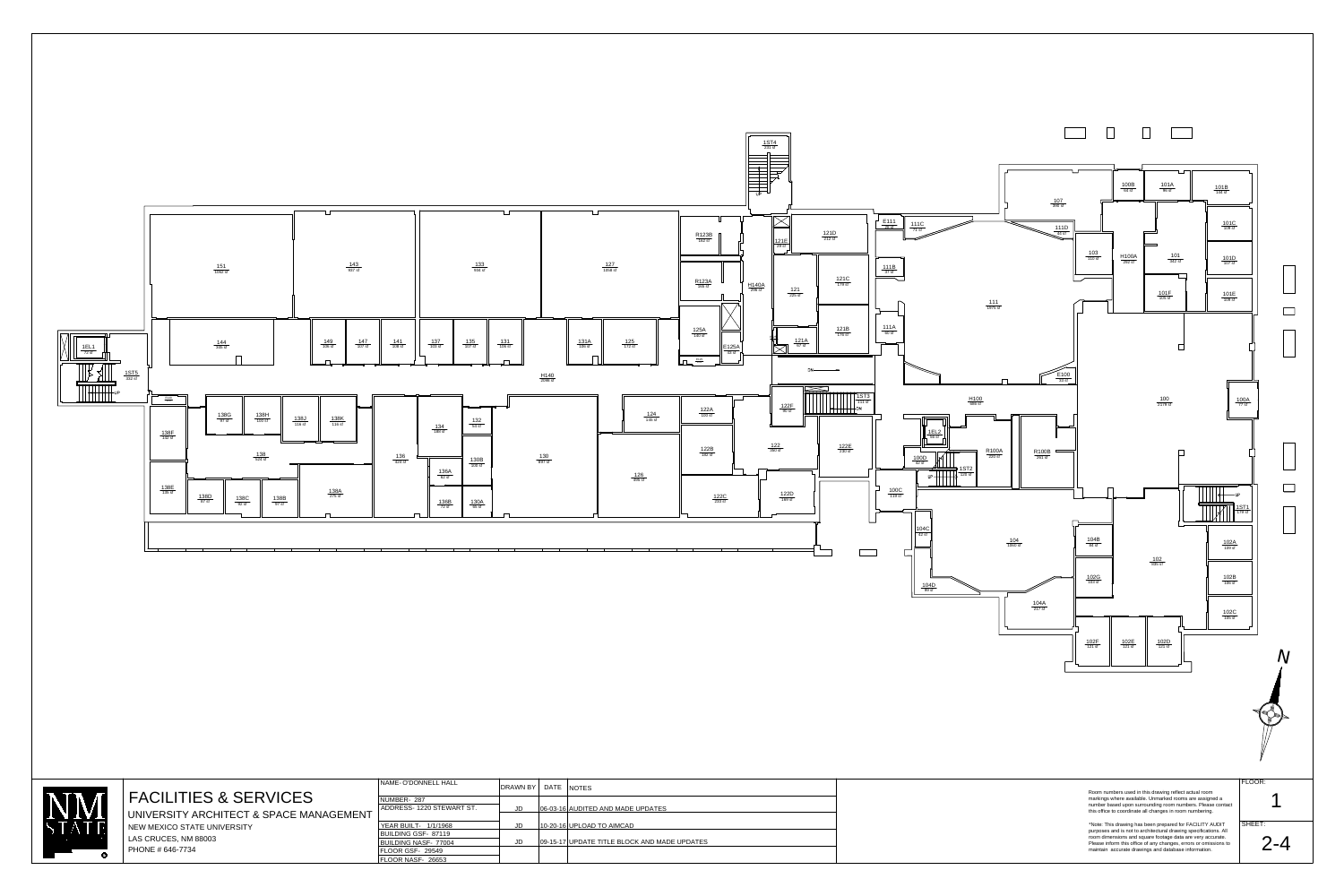# FACILITIES & SERVICES

UNIVERSITY ARCHITECT & SPACE MANAGEMENT

NEW MEXICO STATE UNIVERSITY

LAS CRUCES, NM 88003

PHONE # 646-7734

| | |
|---|---|
| NAME- O'DONNELL HALL | |
| NUMBER- 287 | |
| ADDRESS- 1220 STEWART ST. | |
| YEAR BUILT- 1/1/1968 | |
| BUILDING GSF- 87119 | |
| BUILDING NASF- 77004 | |
| FLOOR GSF- 29549 | |
| FLOOR NASF- 26653 | |

| DRAWN BY | DATE | NOTES |
|---|---|---|
| JD | 06-03-16 | AUDITED AND MADE UPDATES |
| JD | 10-20-16 | UPLOAD TO AIMCAD |
| JD | 09-15-17 | UPDATE TITLE BLOCK AND MADE UPDATES |

Room numbers used in this drawing reflect actual room markings where available. Unmarked rooms are assigned a number based upon surrounding room numbers. Please contact this office to coordinate all changes in room numbering.

*Note: This drawing has been prepared for FACILITY AUDIT purposes and is not to architectural drawing specifications. All room dimensions and square footage data are very accurate. Please inform this office of any changes, errors or omissions to maintain accurate drawings and database information.

FLOOR: 1

SHEET: 2-4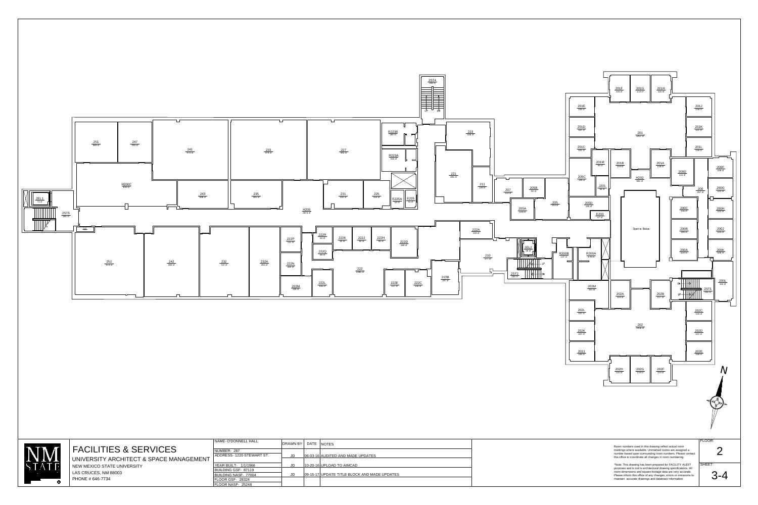2ST4

251
247
241
233
227
R223B
R223A
223
221
211
207
205B
205
205A
H200C
243
235
231
225
E225A
E225
H200
2EL1
2ST5
252
242
232
232A
222P
222R
222K
222J
222H
222D
222Q
222N
222
222M
222L
222E
222C
222B
222A
210
2EL2
2ST2
R200B
R200A

201F
201G
201H
201E
201D
201
201J
201K
201C
201L
201M
201B
201A
205C
H202
J201
200D
200F
200
200G
205D
E203
200C
200H
Open to Below
200B
200J
200A
200K
202M
202A
202B
2ST1
200L
202L
202C
202
202K
202D
202J
202E
202H
202G
202F

N

# FACILITIES & SERVICES

UNIVERSITY ARCHITECT & SPACE MANAGEMENT

NEW MEXICO STATE UNIVERSITY

LAS CRUCES, NM 88003

PHONE # 646-7734

NAME- O'DONNELL HALL

NUMBER- 287

ADDRESS- 1220 STEWART ST.

YEAR BUILT- 1/1/1968

BUILDING GSF- 87119

BUILDING NASF- 77004

FLOOR GSF- 28324

FLOOR NASF- 25248

| DRAWN BY | DATE | NOTES |
| --- | --- | --- |
| JD | 06-03-16 | AUDITED AND MADE UPDATES |
| JD | 10-20-16 | UPLOAD TO AIMCAD |
| JD | 09-15-17 | UPDATE TITLE BLOCK AND MADE UPDATES |

Room numbers used in this drawing reflect actual room markings where available. Unmarked rooms are assigned a number based upon surrounding room numbers. Please contact this office to coordinate all changes in room numbering.

*Note: This drawing has been prepared for FACILITY AUDIT purposes and is not to architectural drawing specifications. All room dimensions and square footage data are very accurate. Please inform this office of any changes, errors or omissions to maintain accurate drawings and database information.

FLOOR: 2

SHEET: 3-4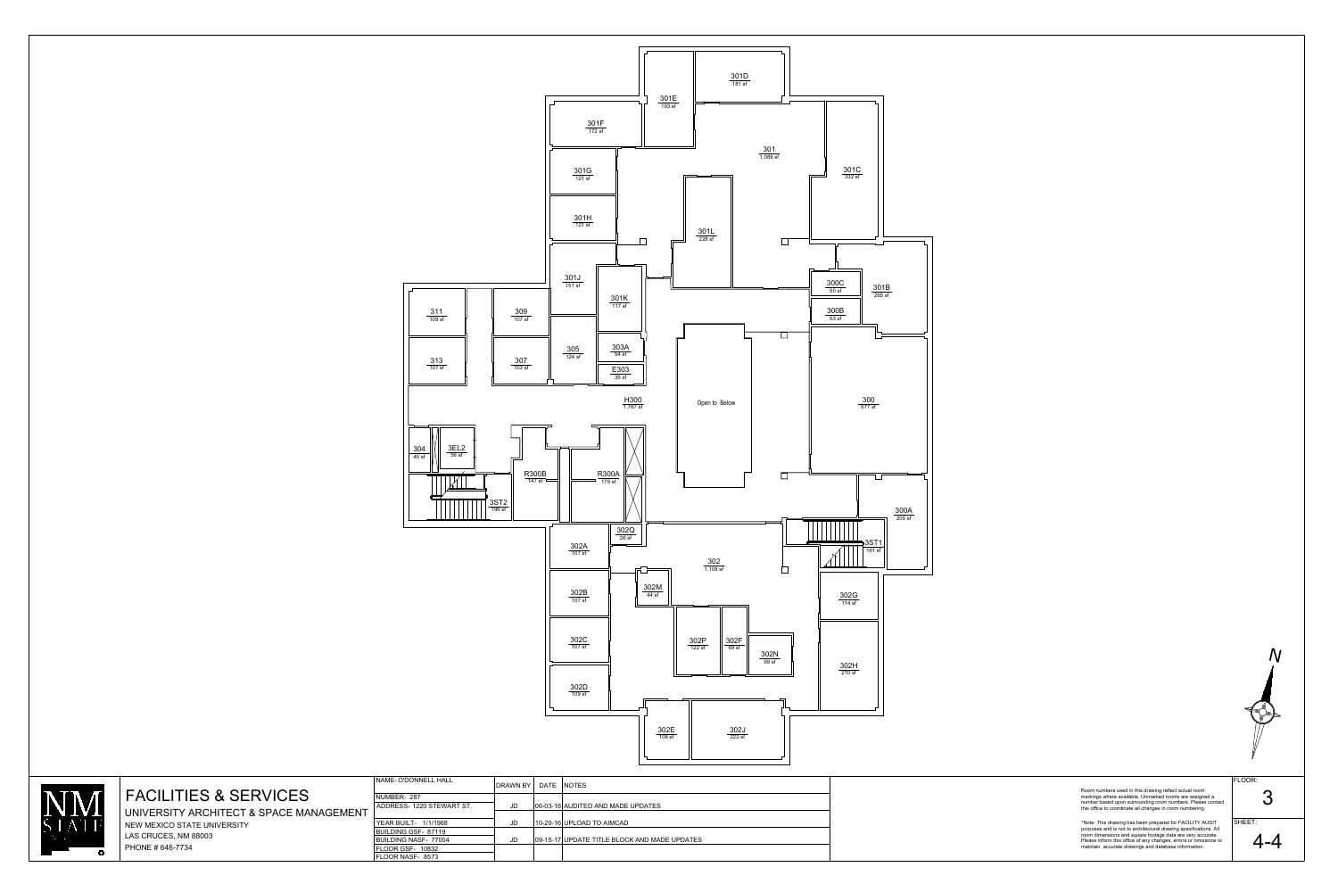301D
181 sf

301E
193 sf

301F
172 sf

301
1,089 sf

301C
332 sf

301G
121 sf

301H
121 sf

301L
228 sf

301J
151 sf

301K
117 sf

300C
50 sf

301B
265 sf

300B
53 sf

311
109 sf

309
107 sf

305
124 sf

303A
54 sf

313
107 sf

307
103 sf

E303
39 sf

H300
1,767 sf

Open to Below

300
877 sf

304
40 sf

3EL2
58 sf

R300B
147 sf

R300A
175 sf

3ST2
196 sf

300A
205 sf

302Q
26 sf

3ST1
161 sf

302A
107 sf

302
1,108 sf

302M
44 sf

302B
107 sf

302G
114 sf

302C
107 sf

302P
122 sf

302F
69 sf

302N
69 sf

302H
210 sf

302D
109 sf

302E
108 sf

302J
222 sf

N

# FACILITIES & SERVICES

UNIVERSITY ARCHITECT & SPACE MANAGEMENT
NEW MEXICO STATE UNIVERSITY
LAS CRUCES, NM 88003
PHONE # 646-7734

| | | | |
|---|---|---|---|
| NAME- O'DONNELL HALL | DRAWN BY | DATE | NOTES |
| NUMBER- 287 | | | |
| ADDRESS- 1220 STEWART ST. | JD | 06-03-16 | AUDITED AND MADE UPDATES |
| YEAR BUILT- 1/1/1968 | JD | 10-20-16 | UPLOAD TO AIMCAD |
| BUILDING GSF- 87119 | | | |
| BUILDING NASF- 77004 | JD | 09-15-17 | UPDATE TITLE BLOCK AND MADE UPDATES |
| FLOOR GSF- 10832 | | | |
| FLOOR NASF- 8573 | | | |

Room numbers used in this drawing reflect actual room markings where available. Unmarked rooms are assigned a number based upon surrounding room numbers. Please contact this office to coordinate all changes in room numbering.

*Note: This drawing has been prepared for FACILITY AUDIT purposes and is not to architectural drawing specifications. All room dimensions and square footage data are very accurate. Please inform this office of any changes, errors or omissions to maintain accurate drawings and database information.

FLOOR:
3

SHEET:
4-4